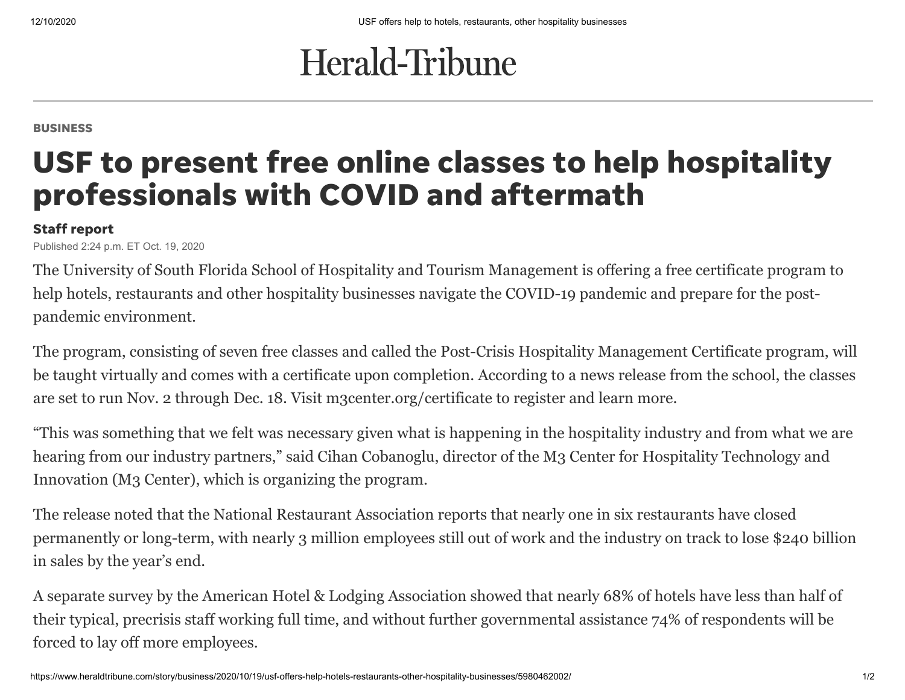# Herald-Tribune

BUSINESS

## USF to present free online classes to help hospitality professionals with COVID and aftermath

**Staff report**

Published 2:24 p.m. ET Oct. 19, 2020

The University of South Florida School of Hospitality and Tourism Management is offering a free certificate program to help hotels, restaurants and other hospitality businesses navigate the COVID-19 pandemic and prepare for the post-pandemic environment.

The program, consisting of seven free classes and called the Post-Crisis Hospitality Management Certificate program, will be taught virtually and comes with a certificate upon completion. According to a news release from the school, the classes are set to run Nov. 2 through Dec. 18. Visit m3center.org/certificate to register and learn more.

"This was something that we felt was necessary given what is happening in the hospitality industry and from what we are hearing from our industry partners," said Cihan Cobanoglu, director of the M3 Center for Hospitality Technology and Innovation (M3 Center), which is organizing the program.

The release noted that the National Restaurant Association reports that nearly one in six restaurants have closed permanently or long-term, with nearly 3 million employees still out of work and the industry on track to lose $240 billion in sales by the year's end.

A separate survey by the American Hotel & Lodging Association showed that nearly 68% of hotels have less than half of their typical, precrisis staff working full time, and without further governmental assistance 74% of respondents will be forced to lay off more employees.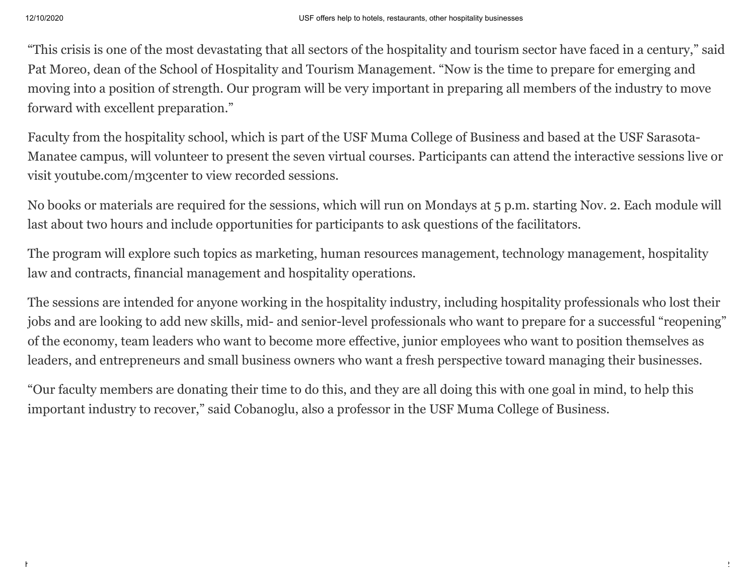"This crisis is one of the most devastating that all sectors of the hospitality and tourism sector have faced in a century," said Pat Moreo, dean of the School of Hospitality and Tourism Management. "Now is the time to prepare for emerging and moving into a position of strength. Our program will be very important in preparing all members of the industry to move forward with excellent preparation."

Faculty from the hospitality school, which is part of the USF Muma College of Business and based at the USF Sarasota-Manatee campus, will volunteer to present the seven virtual courses. Participants can attend the interactive sessions live or visit youtube.com/m3center to view recorded sessions.

No books or materials are required for the sessions, which will run on Mondays at 5 p.m. starting Nov. 2. Each module will last about two hours and include opportunities for participants to ask questions of the facilitators.

The program will explore such topics as marketing, human resources management, technology management, hospitality law and contracts, financial management and hospitality operations.

The sessions are intended for anyone working in the hospitality industry, including hospitality professionals who lost their jobs and are looking to add new skills, mid- and senior-level professionals who want to prepare for a successful "reopening" of the economy, team leaders who want to become more effective, junior employees who want to position themselves as leaders, and entrepreneurs and small business owners who want a fresh perspective toward managing their businesses.

"Our faculty members are donating their time to do this, and they are all doing this with one goal in mind, to help this important industry to recover," said Cobanoglu, also a professor in the USF Muma College of Business.